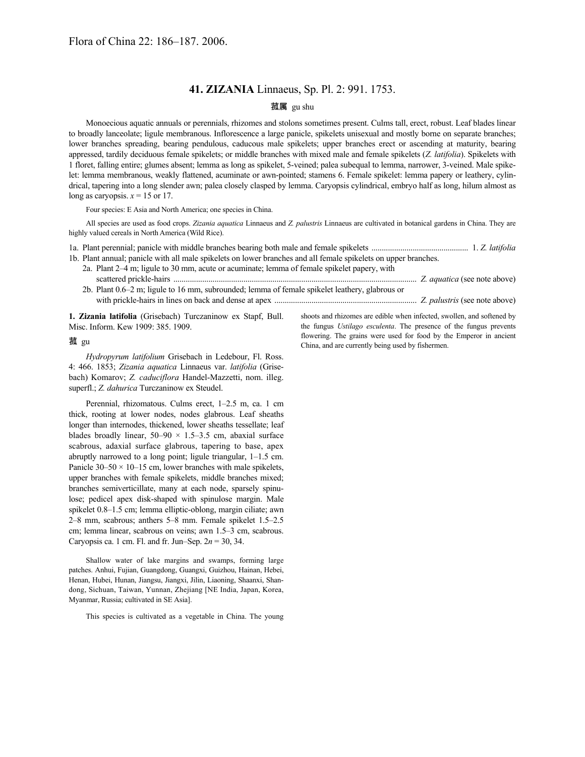Flora of China 22: 186–187. 2006.

# 41. ZIZANIA Linnaeus, Sp. Pl. 2: 991. 1753.

菰属 gu shu

Monoecious aquatic annuals or perennials, rhizomes and stolons sometimes present. Culms tall, erect, robust. Leaf blades linear to broadly lanceolate; ligule membranous. Inflorescence a large panicle, spikelets unisexual and mostly borne on separate branches; lower branches spreading, bearing pendulous, caducous male spikelets; upper branches erect or ascending at maturity, bearing appressed, tardily deciduous female spikelets; or middle branches with mixed male and female spikelets (*Z. latifolia*). Spikelets with 1 floret, falling entire; glumes absent; lemma as long as spikelet, 5-veined; palea subequal to lemma, narrower, 3-veined. Male spikelet: lemma membranous, weakly flattened, acuminate or awn-pointed; stamens 6. Female spikelet: lemma papery or leathery, cylindrical, tapering into a long slender awn; palea closely clasped by lemma. Caryopsis cylindrical, embryo half as long, hilum almost as long as caryopsis. *x* = 15 or 17.

Four species: E Asia and North America; one species in China.

All species are used as food crops. *Zizania aquatica* Linnaeus and *Z. palustris* Linnaeus are cultivated in botanical gardens in China. They are highly valued cereals in North America (Wild Rice).

1a. Plant perennial; panicle with middle branches bearing both male and female spikelets .............................................. 1. *Z. latifolia*
1b. Plant annual; panicle with all male spikelets on lower branches and all female spikelets on upper branches.
 2a. Plant 2–4 m; ligule to 30 mm, acute or acuminate; lemma of female spikelet papery, with scattered prickle-hairs .................................................................................................................... *Z. aquatica* (see note above)
 2b. Plant 0.6–2 m; ligule to 16 mm, subrounded; lemma of female spikelet leathery, glabrous or with prickle-hairs in lines on back and dense at apex .................................................................... *Z. palustris* (see note above)

**1. Zizania latifolia** (Grisebach) Turczaninow ex Stapf, Bull. Misc. Inform. Kew 1909: 385. 1909.

菰 gu

*Hydropyrum latifolium* Grisebach in Ledebour, Fl. Ross. 4: 466. 1853; *Zizania aquatica* Linnaeus var. *latifolia* (Grisebach) Komarov; *Z. caduciflora* Handel-Mazzetti, nom. illeg. superfl.; *Z. dahurica* Turczaninow ex Steudel.

Perennial, rhizomatous. Culms erect, 1–2.5 m, ca. 1 cm thick, rooting at lower nodes, nodes glabrous. Leaf sheaths longer than internodes, thickened, lower sheaths tessellate; leaf blades broadly linear, 50–90 × 1.5–3.5 cm, abaxial surface scabrous, adaxial surface glabrous, tapering to base, apex abruptly narrowed to a long point; ligule triangular, 1–1.5 cm. Panicle 30–50 × 10–15 cm, lower branches with male spikelets, upper branches with female spikelets, middle branches mixed; branches semiverticillate, many at each node, sparsely spinulose; pedicel apex disk-shaped with spinulose margin. Male spikelet 0.8–1.5 cm; lemma elliptic-oblong, margin ciliate; awn 2–8 mm, scabrous; anthers 5–8 mm. Female spikelet 1.5–2.5 cm; lemma linear, scabrous on veins; awn 1.5–3 cm, scabrous. Caryopsis ca. 1 cm. Fl. and fr. Jun–Sep. 2*n* = 30, 34.

Shallow water of lake margins and swamps, forming large patches. Anhui, Fujian, Guangdong, Guangxi, Guizhou, Hainan, Hebei, Henan, Hubei, Hunan, Jiangsu, Jiangxi, Jilin, Liaoning, Shaanxi, Shandong, Sichuan, Taiwan, Yunnan, Zhejiang [NE India, Japan, Korea, Myanmar, Russia; cultivated in SE Asia].

This species is cultivated as a vegetable in China. The young shoots and rhizomes are edible when infected, swollen, and softened by the fungus *Ustilago esculenta*. The presence of the fungus prevents flowering. The grains were used for food by the Emperor in ancient China, and are currently being used by fishermen.